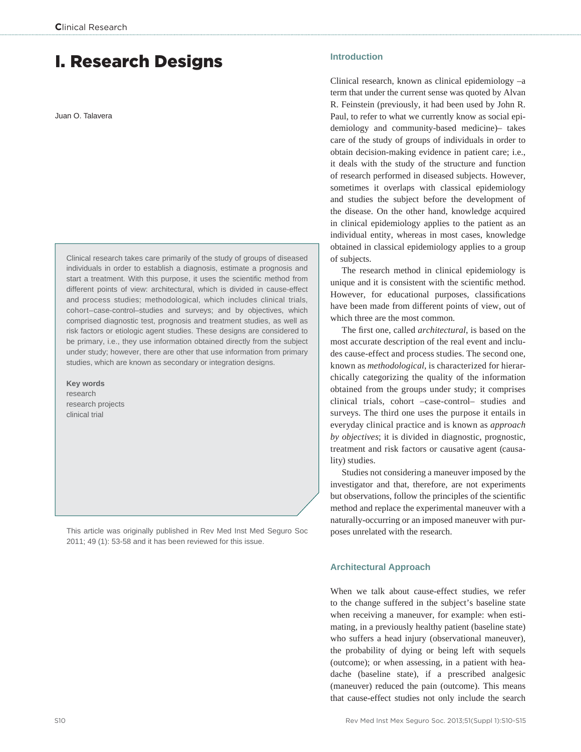# I. Research Designs

Juan O. Talavera

Clinical research takes care primarily of the study of groups of diseased individuals in order to establish a diagnosis, estimate a prognosis and start a treatment. With this purpose, it uses the scientific method from different points of view: architectural, which is divided in cause-effect and process studies; methodological, which includes clinical trials, cohort–case-control–studies and surveys; and by objectives, which comprised diagnostic test, prognosis and treatment studies, as well as risk factors or etiologic agent studies. These designs are considered to be primary, i.e., they use information obtained directly from the subject under study; however, there are other that use information from primary studies, which are known as secondary or integration designs.

**Key words**
research
research projects
clinical trial

This article was originally published in Rev Med Inst Med Seguro Soc 2011; 49 (1): 53-58 and it has been reviewed for this issue.

## Introduction

Clinical research, known as clinical epidemiology –a term that under the current sense was quoted by Alvan R. Feinstein (previously, it had been used by John R. Paul, to refer to what we currently know as social epidemiology and community-based medicine)– takes care of the study of groups of individuals in order to obtain decision-making evidence in patient care; i.e., it deals with the study of the structure and function of research performed in diseased subjects. However, sometimes it overlaps with classical epidemiology and studies the subject before the development of the disease. On the other hand, knowledge acquired in clinical epidemiology applies to the patient as an individual entity, whereas in most cases, knowledge obtained in classical epidemiology applies to a group of subjects.

The research method in clinical epidemiology is unique and it is consistent with the scientific method. However, for educational purposes, classifications have been made from different points of view, out of which three are the most common.

The first one, called *architectural*, is based on the most accurate description of the real event and includes cause-effect and process studies. The second one, known as *methodological*, is characterized for hierarchically categorizing the quality of the information obtained from the groups under study; it comprises clinical trials, cohort –case-control– studies and surveys. The third one uses the purpose it entails in everyday clinical practice and is known as *approach by objectives*; it is divided in diagnostic, prognostic, treatment and risk factors or causative agent (causality) studies.

Studies not considering a maneuver imposed by the investigator and that, therefore, are not experiments but observations, follow the principles of the scientific method and replace the experimental maneuver with a naturally-occurring or an imposed maneuver with purposes unrelated with the research.

## Architectural Approach

When we talk about cause-effect studies, we refer to the change suffered in the subject's baseline state when receiving a maneuver, for example: when estimating, in a previously healthy patient (baseline state) who suffers a head injury (observational maneuver), the probability of dying or being left with sequels (outcome); or when assessing, in a patient with headache (baseline state), if a prescribed analgesic (maneuver) reduced the pain (outcome). This means that cause-effect studies not only include the search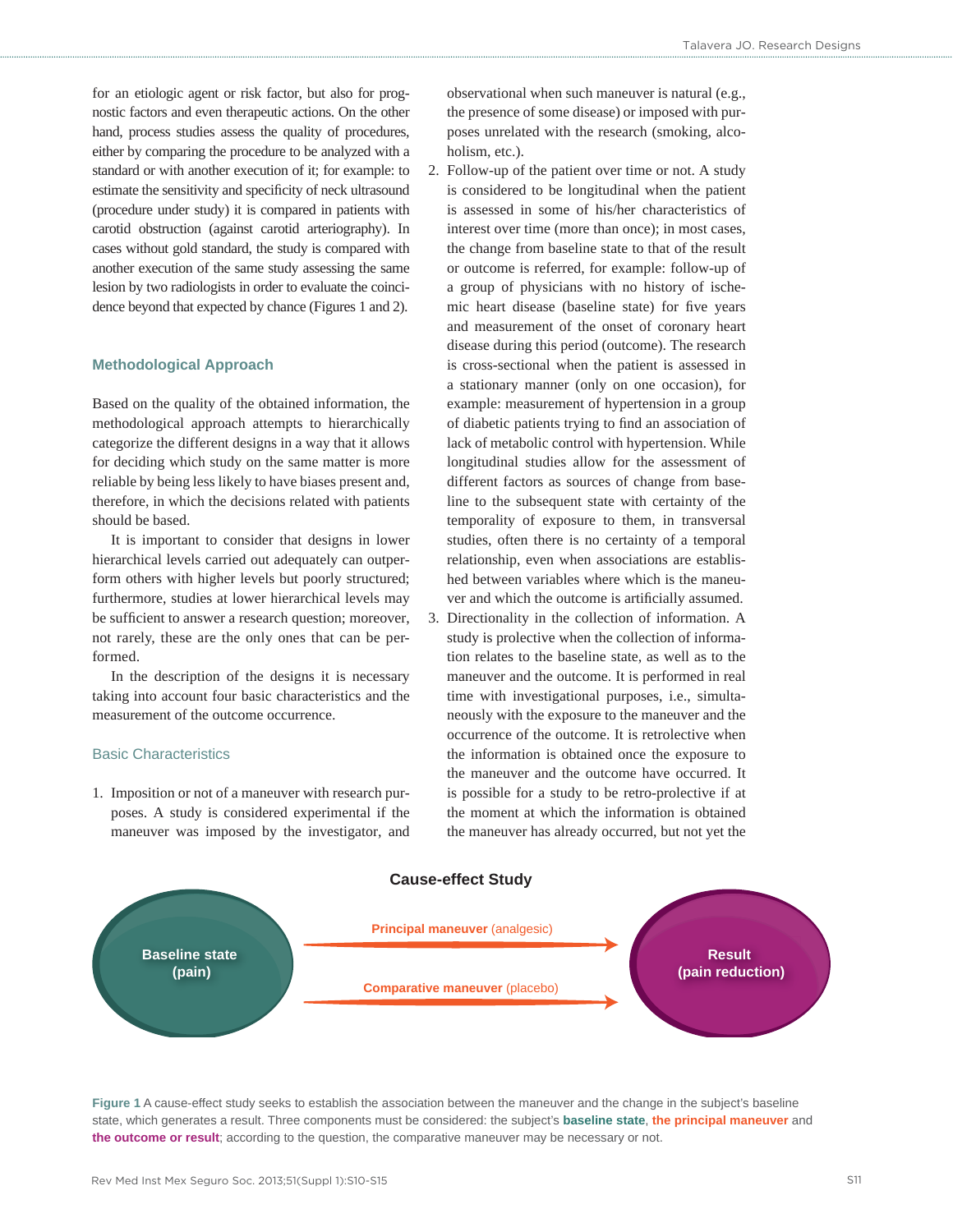for an etiologic agent or risk factor, but also for prognostic factors and even therapeutic actions. On the other hand, process studies assess the quality of procedures, either by comparing the procedure to be analyzed with a standard or with another execution of it; for example: to estimate the sensitivity and specificity of neck ultrasound (procedure under study) it is compared in patients with carotid obstruction (against carotid arteriography). In cases without gold standard, the study is compared with another execution of the same study assessing the same lesion by two radiologists in order to evaluate the coincidence beyond that expected by chance (Figures 1 and 2).

## Methodological Approach

Based on the quality of the obtained information, the methodological approach attempts to hierarchically categorize the different designs in a way that it allows for deciding which study on the same matter is more reliable by being less likely to have biases present and, therefore, in which the decisions related with patients should be based.

It is important to consider that designs in lower hierarchical levels carried out adequately can outperform others with higher levels but poorly structured; furthermore, studies at lower hierarchical levels may be sufficient to answer a research question; moreover, not rarely, these are the only ones that can be performed.

In the description of the designs it is necessary taking into account four basic characteristics and the measurement of the outcome occurrence.

### Basic Characteristics

1. Imposition or not of a maneuver with research purposes. A study is considered experimental if the maneuver was imposed by the investigator, and observational when such maneuver is natural (e.g., the presence of some disease) or imposed with purposes unrelated with the research (smoking, alcoholism, etc.).
2. Follow-up of the patient over time or not. A study is considered to be longitudinal when the patient is assessed in some of his/her characteristics of interest over time (more than once); in most cases, the change from baseline state to that of the result or outcome is referred, for example: follow-up of a group of physicians with no history of ischemic heart disease (baseline state) for five years and measurement of the onset of coronary heart disease during this period (outcome). The research is cross-sectional when the patient is assessed in a stationary manner (only on one occasion), for example: measurement of hypertension in a group of diabetic patients trying to find an association of lack of metabolic control with hypertension. While longitudinal studies allow for the assessment of different factors as sources of change from baseline to the subsequent state with certainty of the temporality of exposure to them, in transversal studies, often there is no certainty of a temporal relationship, even when associations are established between variables where which is the maneuver and which the outcome is artificially assumed.
3. Directionality in the collection of information. A study is prolective when the collection of information relates to the baseline state, as well as to the maneuver and the outcome. It is performed in real time with investigational purposes, i.e., simultaneously with the exposure to the maneuver and the occurrence of the outcome. It is retrolective when the information is obtained once the exposure to the maneuver and the outcome have occurred. It is possible for a study to be retro-prolective if at the moment at which the information is obtained the maneuver has already occurred, but not yet the

**Cause-effect Study**

Baseline state (pain) → **Principal maneuver** (analgesic) → Result (pain reduction)

Baseline state (pain) → **Comparative maneuver** (placebo) → Result (pain reduction)

**Figure 1** A cause-effect study seeks to establish the association between the maneuver and the change in the subject's baseline state, which generates a result. Three components must be considered: the subject's **baseline state**, **the principal maneuver** and **the outcome or result**; according to the question, the comparative maneuver may be necessary or not.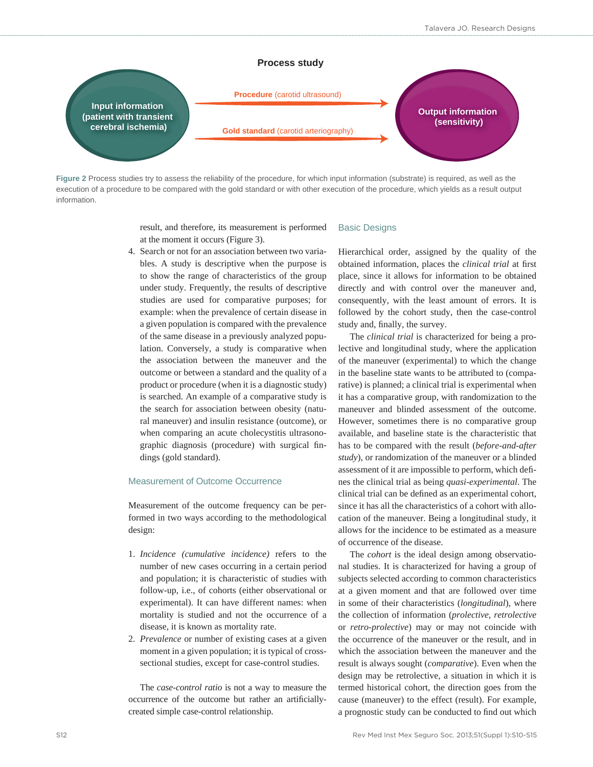**Process study**

Input information (patient with transient cerebral ischemia)

**Procedure** (carotid ultrasound)

**Gold standard** (carotid arteriography)

Output information (sensitivity)

**Figure 2** Process studies try to assess the reliability of the procedure, for which input information (substrate) is required, as well as the execution of a procedure to be compared with the gold standard or with other execution of the procedure, which yields as a result output information.

result, and therefore, its measurement is performed at the moment it occurs (Figure 3).

4. Search or not for an association between two variables. A study is descriptive when the purpose is to show the range of characteristics of the group under study. Frequently, the results of descriptive studies are used for comparative purposes; for example: when the prevalence of certain disease in a given population is compared with the prevalence of the same disease in a previously analyzed population. Conversely, a study is comparative when the association between the maneuver and the outcome or between a standard and the quality of a product or procedure (when it is a diagnostic study) is searched. An example of a comparative study is the search for association between obesity (natural maneuver) and insulin resistance (outcome), or when comparing an acute cholecystitis ultrasonographic diagnosis (procedure) with surgical findings (gold standard).

## Measurement of Outcome Occurrence

Measurement of the outcome frequency can be performed in two ways according to the methodological design:

1. *Incidence (cumulative incidence)* refers to the number of new cases occurring in a certain period and population; it is characteristic of studies with follow-up, i.e., of cohorts (either observational or experimental). It can have different names: when mortality is studied and not the occurrence of a disease, it is known as mortality rate.
2. *Prevalence* or number of existing cases at a given moment in a given population; it is typical of cross-sectional studies, except for case-control studies.

The *case-control ratio* is not a way to measure the occurrence of the outcome but rather an artificially-created simple case-control relationship.

## Basic Designs

Hierarchical order, assigned by the quality of the obtained information, places the *clinical trial* at first place, since it allows for information to be obtained directly and with control over the maneuver and, consequently, with the least amount of errors. It is followed by the cohort study, then the case-control study and, finally, the survey.

The *clinical trial* is characterized for being a prolective and longitudinal study, where the application of the maneuver (experimental) to which the change in the baseline state wants to be attributed to (comparative) is planned; a clinical trial is experimental when it has a comparative group, with randomization to the maneuver and blinded assessment of the outcome. However, sometimes there is no comparative group available, and baseline state is the characteristic that has to be compared with the result (*before-and-after study*), or randomization of the maneuver or a blinded assessment of it are impossible to perform, which defines the clinical trial as being *quasi-experimental*. The clinical trial can be defined as an experimental cohort, since it has all the characteristics of a cohort with allocation of the maneuver. Being a longitudinal study, it allows for the incidence to be estimated as a measure of occurrence of the disease.

The *cohort* is the ideal design among observational studies. It is characterized for having a group of subjects selected according to common characteristics at a given moment and that are followed over time in some of their characteristics (*longitudinal*), where the collection of information (*prolective, retrolective* or *retro-prolective*) may or may not coincide with the occurrence of the maneuver or the result, and in which the association between the maneuver and the result is always sought (*comparative*). Even when the design may be retrolective, a situation in which it is termed historical cohort, the direction goes from the cause (maneuver) to the effect (result). For example, a prognostic study can be conducted to find out which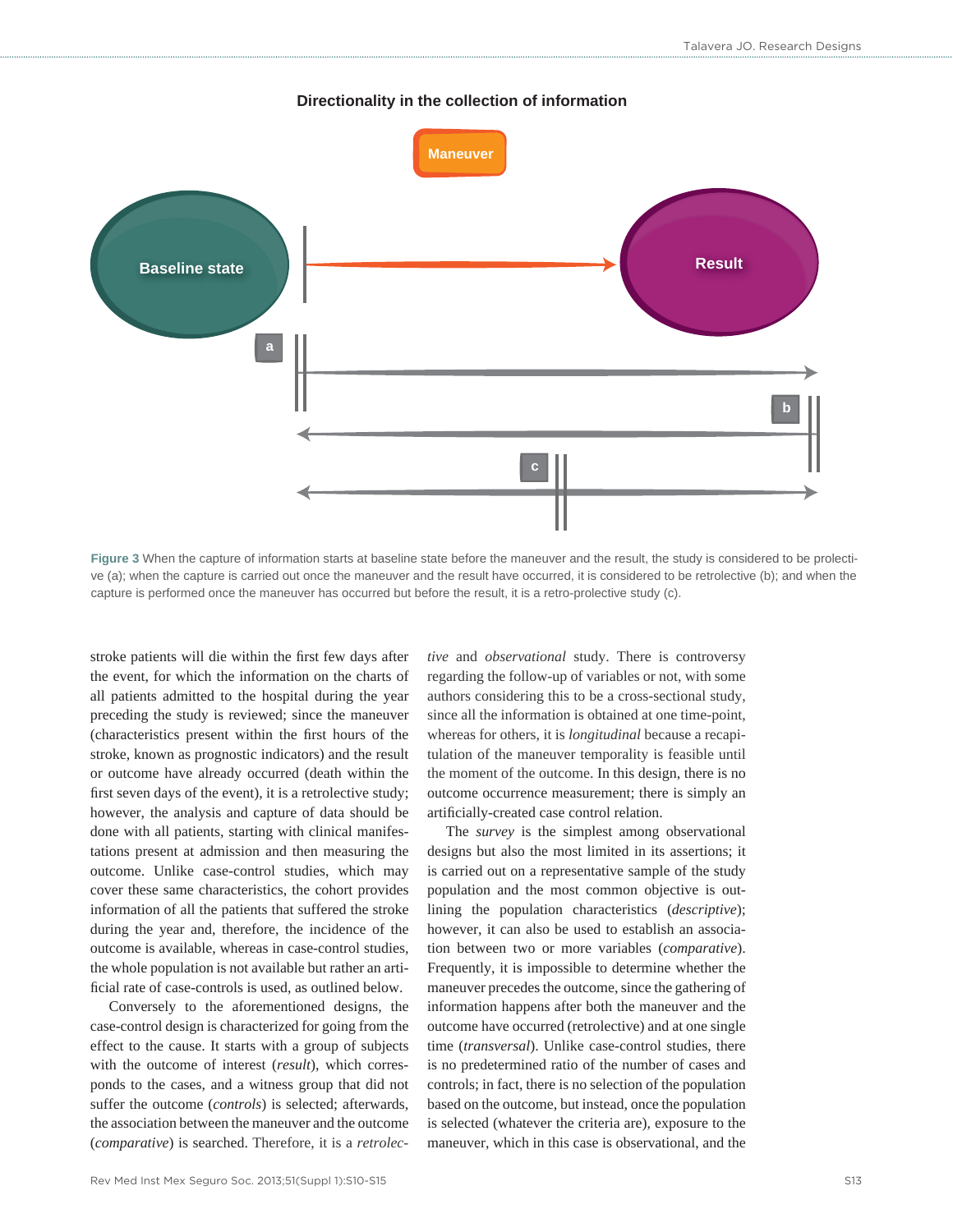**Directionality in the collection of information**

**Figure 3** When the capture of information starts at baseline state before the maneuver and the result, the study is considered to be prolective (a); when the capture is carried out once the maneuver and the result have occurred, it is considered to be retrolective (b); and when the capture is performed once the maneuver has occurred but before the result, it is a retro-prolective study (c).

stroke patients will die within the first few days after the event, for which the information on the charts of all patients admitted to the hospital during the year preceding the study is reviewed; since the maneuver (characteristics present within the first hours of the stroke, known as prognostic indicators) and the result or outcome have already occurred (death within the first seven days of the event), it is a retrolective study; however, the analysis and capture of data should be done with all patients, starting with clinical manifestations present at admission and then measuring the outcome. Unlike case-control studies, which may cover these same characteristics, the cohort provides information of all the patients that suffered the stroke during the year and, therefore, the incidence of the outcome is available, whereas in case-control studies, the whole population is not available but rather an artificial rate of case-controls is used, as outlined below.

Conversely to the aforementioned designs, the case-control design is characterized for going from the effect to the cause. It starts with a group of subjects with the outcome of interest (*result*), which corresponds to the cases, and a witness group that did not suffer the outcome (*controls*) is selected; afterwards, the association between the maneuver and the outcome (*comparative*) is searched. Therefore, it is a *retrolective* and *observational* study. There is controversy regarding the follow-up of variables or not, with some authors considering this to be a cross-sectional study, since all the information is obtained at one time-point, whereas for others, it is *longitudinal* because a recapitulation of the maneuver temporality is feasible until the moment of the outcome. In this design, there is no outcome occurrence measurement; there is simply an artificially-created case control relation.

The *survey* is the simplest among observational designs but also the most limited in its assertions; it is carried out on a representative sample of the study population and the most common objective is outlining the population characteristics (*descriptive*); however, it can also be used to establish an association between two or more variables (*comparative*). Frequently, it is impossible to determine whether the maneuver precedes the outcome, since the gathering of information happens after both the maneuver and the outcome have occurred (retrolective) and at one single time (*transversal*). Unlike case-control studies, there is no predetermined ratio of the number of cases and controls; in fact, there is no selection of the population based on the outcome, but instead, once the population is selected (whatever the criteria are), exposure to the maneuver, which in this case is observational, and the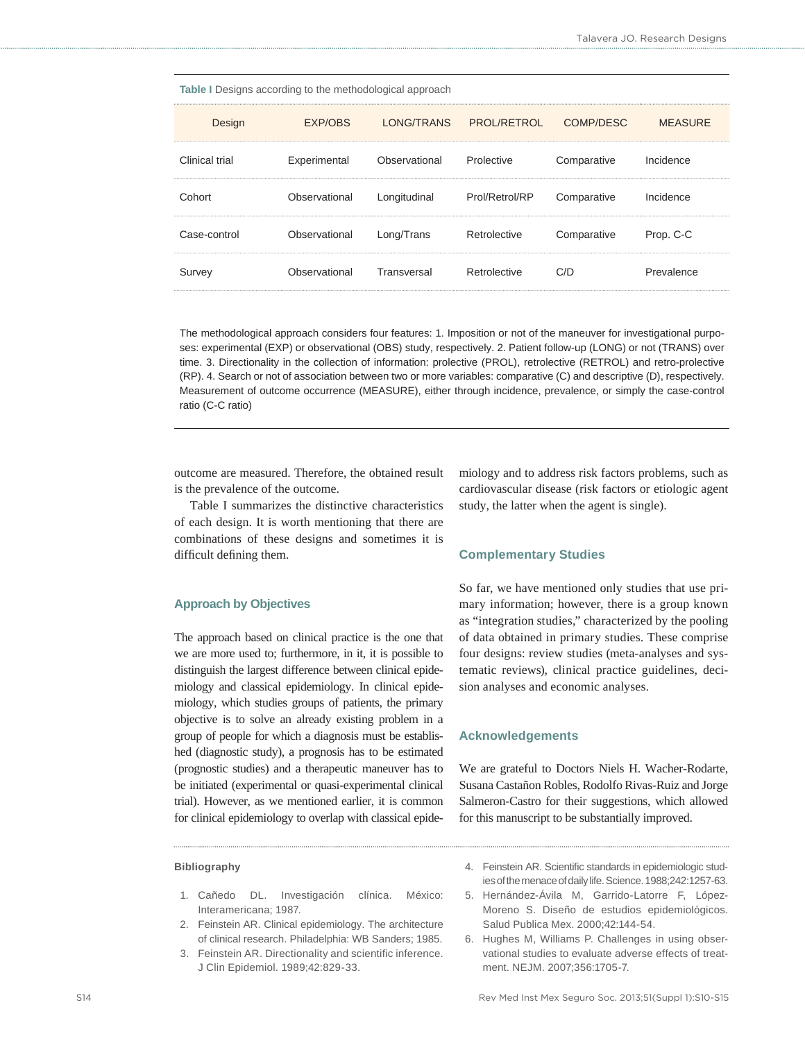**Table I** Designs according to the methodological approach

| Design | EXP/OBS | LONG/TRANS | PROL/RETROL | COMP/DESC | MEASURE |
|---|---|---|---|---|---|
| Clinical trial | Experimental | Observational | Prolective | Comparative | Incidence |
| Cohort | Observational | Longitudinal | Prol/Retrol/RP | Comparative | Incidence |
| Case-control | Observational | Long/Trans | Retrolective | Comparative | Prop. C-C |
| Survey | Observational | Transversal | Retrolective | C/D | Prevalence |

The methodological approach considers four features: 1. Imposition or not of the maneuver for investigational purposes: experimental (EXP) or observational (OBS) study, respectively. 2. Patient follow-up (LONG) or not (TRANS) over time. 3. Directionality in the collection of information: prolective (PROL), retrolective (RETROL) and retro-prolective (RP). 4. Search or not of association between two or more variables: comparative (C) and descriptive (D), respectively. Measurement of outcome occurrence (MEASURE), either through incidence, prevalence, or simply the case-control ratio (C-C ratio)

outcome are measured. Therefore, the obtained result is the prevalence of the outcome.

Table I summarizes the distinctive characteristics of each design. It is worth mentioning that there are combinations of these designs and sometimes it is difficult defining them.

## Approach by Objectives

The approach based on clinical practice is the one that we are more used to; furthermore, in it, it is possible to distinguish the largest difference between clinical epidemiology and classical epidemiology. In clinical epidemiology, which studies groups of patients, the primary objective is to solve an already existing problem in a group of people for which a diagnosis must be established (diagnostic study), a prognosis has to be estimated (prognostic studies) and a therapeutic maneuver has to be initiated (experimental or quasi-experimental clinical trial). However, as we mentioned earlier, it is common for clinical epidemiology to overlap with classical epidemiology and to address risk factors problems, such as cardiovascular disease (risk factors or etiologic agent study, the latter when the agent is single).

## Complementary Studies

So far, we have mentioned only studies that use primary information; however, there is a group known as "integration studies," characterized by the pooling of data obtained in primary studies. These comprise four designs: review studies (meta-analyses and systematic reviews), clinical practice guidelines, decision analyses and economic analyses.

## Acknowledgements

We are grateful to Doctors Niels H. Wacher-Rodarte, Susana Castañon Robles, Rodolfo Rivas-Ruiz and Jorge Salmeron-Castro for their suggestions, which allowed for this manuscript to be substantially improved.

### Bibliography

1. Cañedo DL. Investigación clínica. México: Interamericana; 1987.
2. Feinstein AR. Clinical epidemiology. The architecture of clinical research. Philadelphia: WB Sanders; 1985.
3. Feinstein AR. Directionality and scientific inference. J Clin Epidemiol. 1989;42:829-33.
4. Feinstein AR. Scientific standards in epidemiologic studies of the menace of daily life. Science. 1988;242:1257-63.
5. Hernández-Ávila M, Garrido-Latorre F, López-Moreno S. Diseño de estudios epidemiológicos. Salud Publica Mex. 2000;42:144-54.
6. Hughes M, Williams P. Challenges in using observational studies to evaluate adverse effects of treatment. NEJM. 2007;356:1705-7.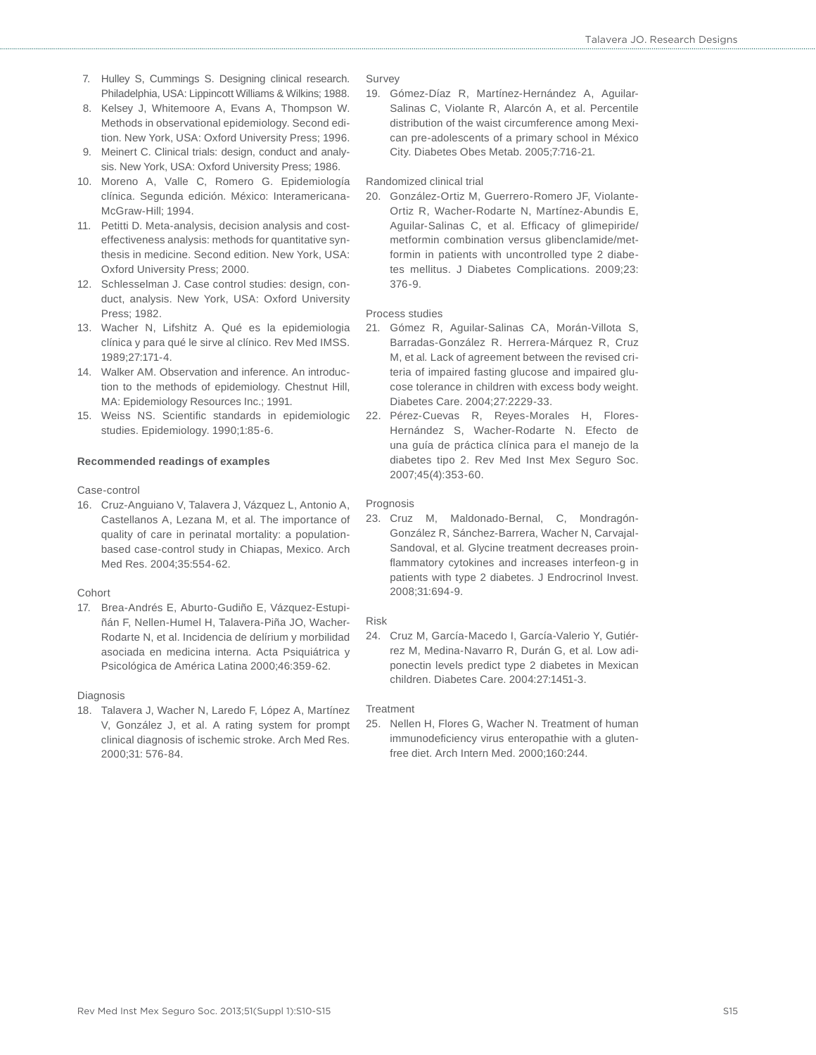7. Hulley S, Cummings S. Designing clinical research. Philadelphia, USA: Lippincott Williams & Wilkins; 1988.
8. Kelsey J, Whitemoore A, Evans A, Thompson W. Methods in observational epidemiology. Second edition. New York, USA: Oxford University Press; 1996.
9. Meinert C. Clinical trials: design, conduct and analysis. New York, USA: Oxford University Press; 1986.
10. Moreno A, Valle C, Romero G. Epidemiología clínica. Segunda edición. México: Interamericana-McGraw-Hill; 1994.
11. Petitti D. Meta-analysis, decision analysis and cost-effectiveness analysis: methods for quantitative synthesis in medicine. Second edition. New York, USA: Oxford University Press; 2000.
12. Schlesselman J. Case control studies: design, conduct, analysis. New York, USA: Oxford University Press; 1982.
13. Wacher N, Lifshitz A. Qué es la epidemiologia clínica y para qué le sirve al clínico. Rev Med IMSS. 1989;27:171-4.
14. Walker AM. Observation and inference. An introduction to the methods of epidemiology. Chestnut Hill, MA: Epidemiology Resources Inc.; 1991.
15. Weiss NS. Scientific standards in epidemiologic studies. Epidemiology. 1990;1:85-6.

**Recommended readings of examples**

Case-control

16. Cruz-Anguiano V, Talavera J, Vázquez L, Antonio A, Castellanos A, Lezana M, et al. The importance of quality of care in perinatal mortality: a population-based case-control study in Chiapas, Mexico. Arch Med Res. 2004;35:554-62.

Cohort

17. Brea-Andrés E, Aburto-Gudiño E, Vázquez-Estupiñán F, Nellen-Humel H, Talavera-Piña JO, Wacher-Rodarte N, et al. Incidencia de delírium y morbilidad asociada en medicina interna. Acta Psiquiátrica y Psicológica de América Latina 2000;46:359-62.

Diagnosis

18. Talavera J, Wacher N, Laredo F, López A, Martínez V, González J, et al. A rating system for prompt clinical diagnosis of ischemic stroke. Arch Med Res. 2000;31: 576-84.

Survey

19. Gómez-Díaz R, Martínez-Hernández A, Aguilar-Salinas C, Violante R, Alarcón A, et al. Percentile distribution of the waist circumference among Mexican pre-adolescents of a primary school in México City. Diabetes Obes Metab. 2005;7:716-21.

Randomized clinical trial

20. González-Ortiz M, Guerrero-Romero JF, Violante-Ortiz R, Wacher-Rodarte N, Martínez-Abundis E, Aguilar-Salinas C, et al. Efficacy of glimepiride/metformin combination versus glibenclamide/metformin in patients with uncontrolled type 2 diabetes mellitus. J Diabetes Complications. 2009;23: 376-9.

Process studies

21. Gómez R, Aguilar-Salinas CA, Morán-Villota S, Barradas-González R. Herrera-Márquez R, Cruz M, et al. Lack of agreement between the revised criteria of impaired fasting glucose and impaired glucose tolerance in children with excess body weight. Diabetes Care. 2004;27:2229-33.
22. Pérez-Cuevas R, Reyes-Morales H, Flores-Hernández S, Wacher-Rodarte N. Efecto de una guía de práctica clínica para el manejo de la diabetes tipo 2. Rev Med Inst Mex Seguro Soc. 2007;45(4):353-60.

Prognosis

23. Cruz M, Maldonado-Bernal, C, Mondragón-González R, Sánchez-Barrera, Wacher N, Carvajal-Sandoval, et al. Glycine treatment decreases proinflammatory cytokines and increases interfeon-g in patients with type 2 diabetes. J Endrocrinol Invest. 2008;31:694-9.

Risk

24. Cruz M, García-Macedo I, García-Valerio Y, Gutiérrez M, Medina-Navarro R, Durán G, et al. Low adiponectin levels predict type 2 diabetes in Mexican children. Diabetes Care. 2004:27:1451-3.

Treatment

25. Nellen H, Flores G, Wacher N. Treatment of human immunodeficiency virus enteropathie with a gluten-free diet. Arch Intern Med. 2000;160:244.